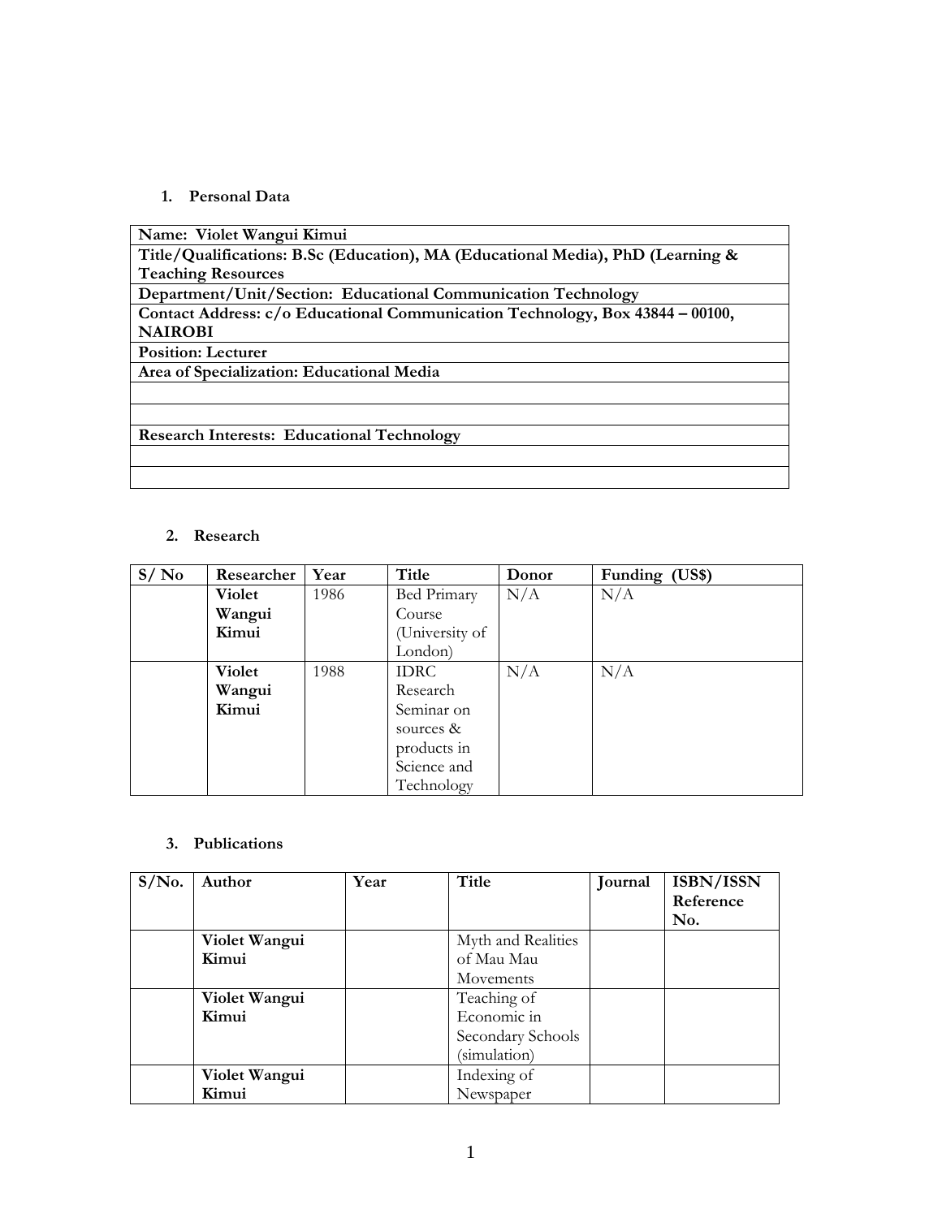1. **Personal Data**

| **Name: Violet Wangui Kimui** |
|---|
| **Title/Qualifications: B.Sc (Education), MA (Educational Media), PhD (Learning & Teaching Resources** |
| **Department/Unit/Section: Educational Communication Technology** |
| **Contact Address: c/o Educational Communication Technology, Box 43844 – 00100, NAIROBI** |
| **Position: Lecturer** |
| **Area of Specialization: Educational Media** |
| |
| |
| **Research Interests: Educational Technology** |
| |
| |

2. **Research**

| S/ No | Researcher | Year | Title | Donor | Funding (US$) |
|---|---|---|---|---|---|
| | **Violet Wangui Kimui** | 1986 | Bed Primary Course (University of London) | N/A | N/A |
| | **Violet Wangui Kimui** | 1988 | IDRC Research Seminar on sources & products in Science and Technology | N/A | N/A |

3. **Publications**

| S/No. | Author | Year | Title | Journal | ISBN/ISSN Reference No. |
|---|---|---|---|---|---|
| | **Violet Wangui Kimui** | | Myth and Realities of Mau Mau Movements | | |
| | **Violet Wangui Kimui** | | Teaching of Economic in Secondary Schools (simulation) | | |
| | **Violet Wangui Kimui** | | Indexing of Newspaper | | |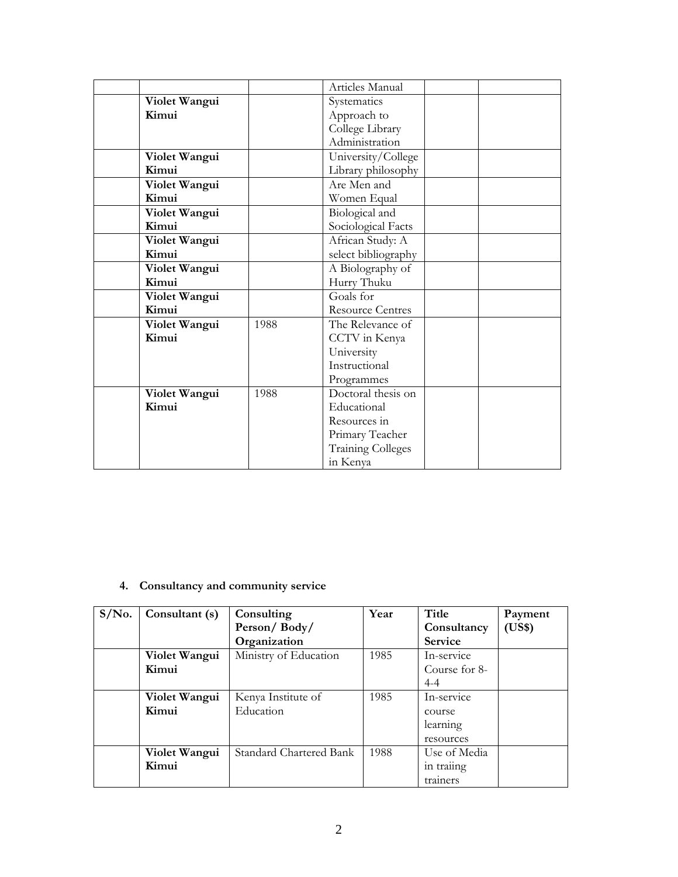| | | | Articles Manual | | |
|---|---|---|---|---|---|
| | **Violet Wangui Kimui** | | Systematics Approach to College Library Administration | | |
| | **Violet Wangui Kimui** | | University/College Library philosophy | | |
| | **Violet Wangui Kimui** | | Are Men and Women Equal | | |
| | **Violet Wangui Kimui** | | Biological and Sociological Facts | | |
| | **Violet Wangui Kimui** | | African Study: A select bibliography | | |
| | **Violet Wangui Kimui** | | A Biolography of Hurry Thuku | | |
| | **Violet Wangui Kimui** | | Goals for Resource Centres | | |
| | **Violet Wangui Kimui** | 1988 | The Relevance of CCTV in Kenya University Instructional Programmes | | |
| | **Violet Wangui Kimui** | 1988 | Doctoral thesis on Educational Resources in Primary Teacher Training Colleges in Kenya | | |

**4. Consultancy and community service**

| S/No. | Consultant (s) | Consulting Person/ Body/ Organization | Year | Title Consultancy Service | Payment (US$) |
|---|---|---|---|---|---|
| | **Violet Wangui Kimui** | Ministry of Education | 1985 | In-service Course for 8-4-4 | |
| | **Violet Wangui Kimui** | Kenya Institute of Education | 1985 | In-service course learning resources | |
| | **Violet Wangui Kimui** | Standard Chartered Bank | 1988 | Use of Media in traiing trainers | |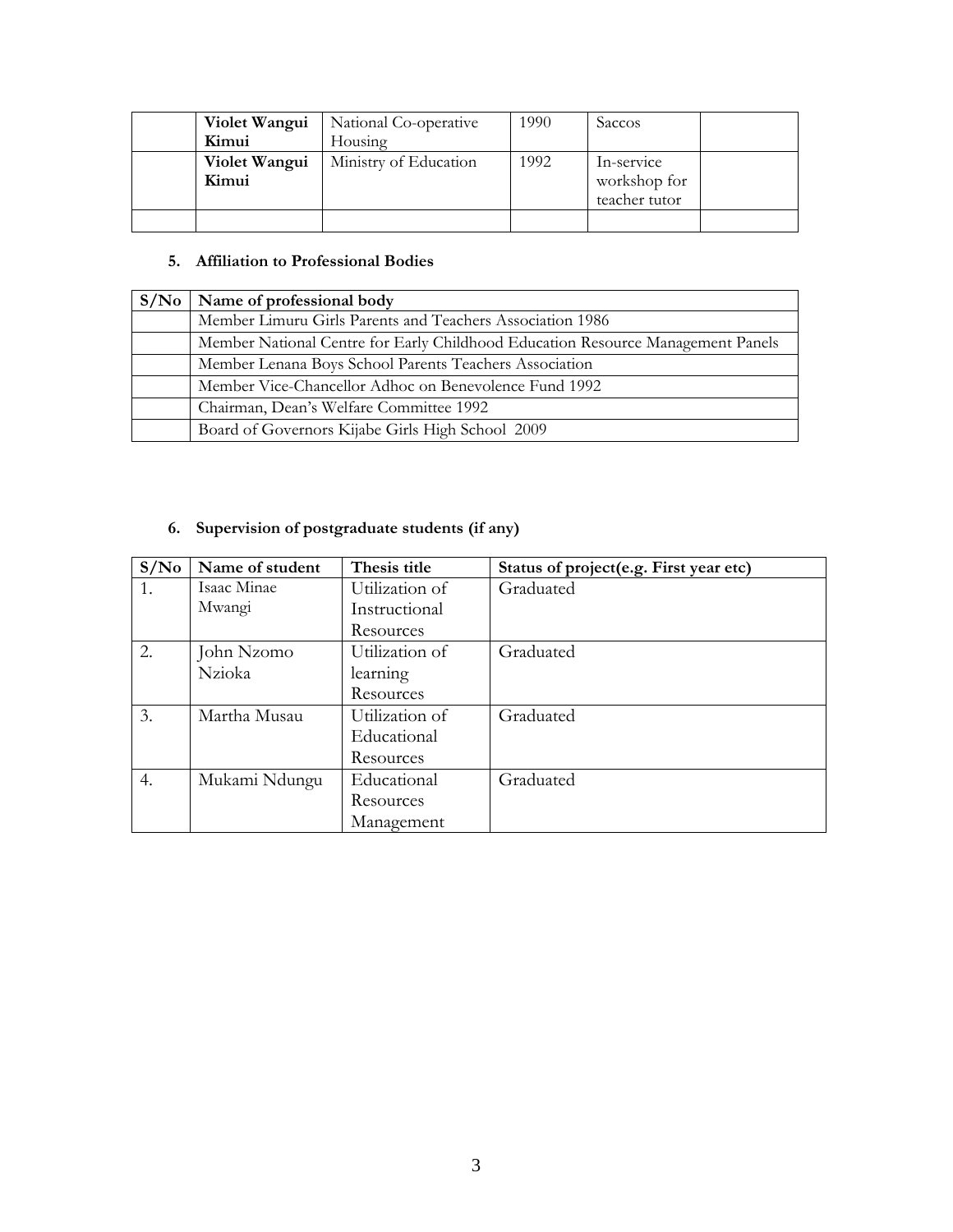| | | | | | |
|---|---|---|---|---|---|
| | **Violet Wangui Kimui** | National Co-operative Housing | 1990 | Saccos | |
| | **Violet Wangui Kimui** | Ministry of Education | 1992 | In-service workshop for teacher tutor | |
| | | | | | |

### 5. Affiliation to Professional Bodies

| S/No | Name of professional body |
|---|---|
| | Member Limuru Girls Parents and Teachers Association 1986 |
| | Member National Centre for Early Childhood Education Resource Management Panels |
| | Member Lenana Boys School Parents Teachers Association |
| | Member Vice-Chancellor Adhoc on Benevolence Fund 1992 |
| | Chairman, Dean's Welfare Committee 1992 |
| | Board of Governors Kijabe Girls High School 2009 |

### 6. Supervision of postgraduate students (if any)

| S/No | Name of student | Thesis title | Status of project(e.g. First year etc) |
|---|---|---|---|
| 1. | Isaac Minae Mwangi | Utilization of Instructional Resources | Graduated |
| 2. | John Nzomo Nzioka | Utilization of learning Resources | Graduated |
| 3. | Martha Musau | Utilization of Educational Resources | Graduated |
| 4. | Mukami Ndungu | Educational Resources Management | Graduated |